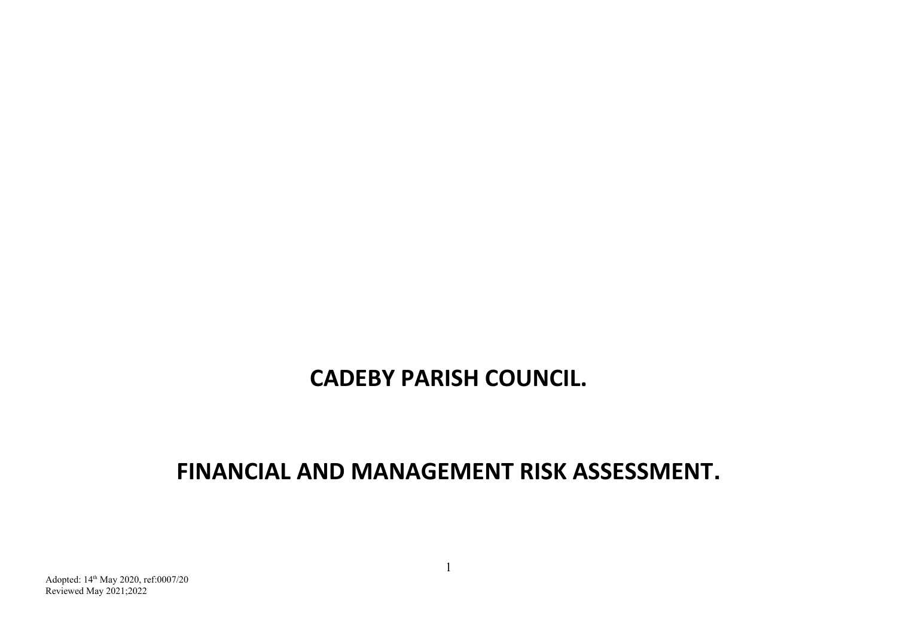# CADEBY PARISH COUNCIL.

# FINANCIAL AND MANAGEMENT RISK ASSESSMENT.

Adopted: 14th May 2020, ref:0007/20
Reviewed May 2021;2022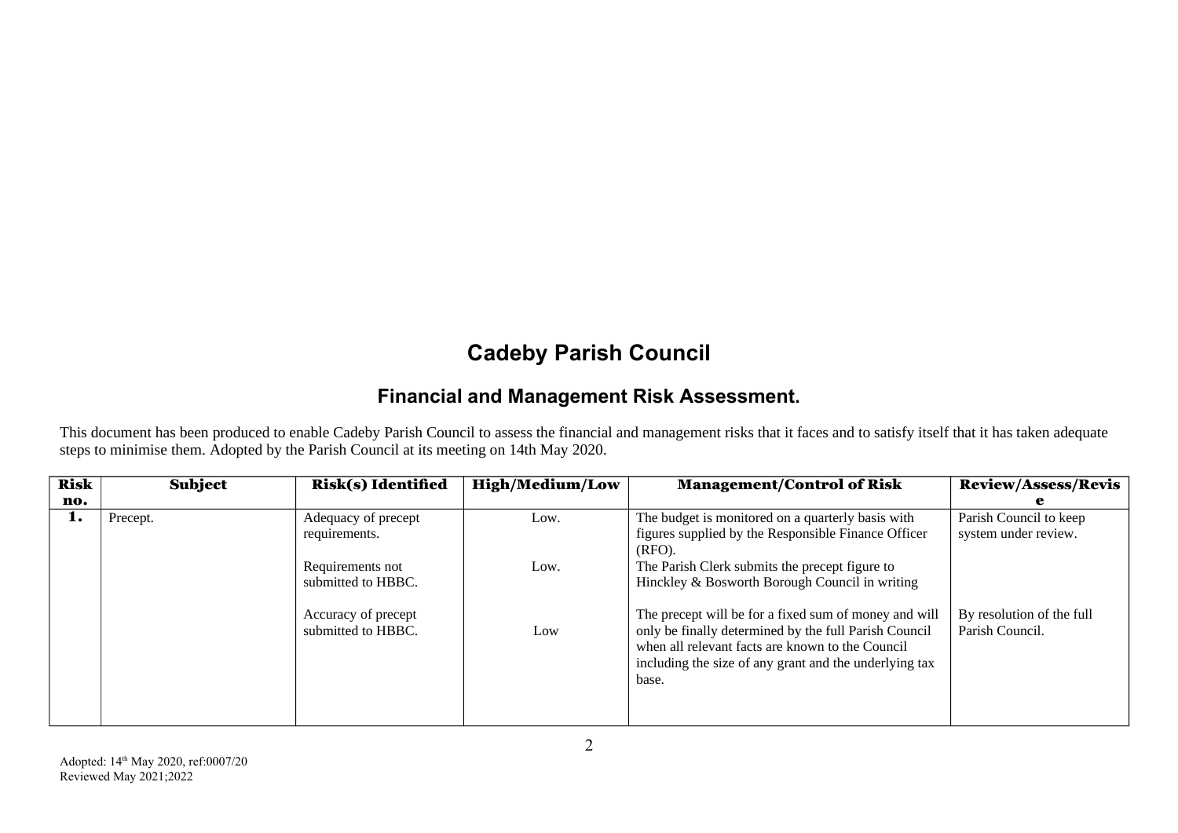# Cadeby Parish Council

## Financial and Management Risk Assessment.

This document has been produced to enable Cadeby Parish Council to assess the financial and management risks that it faces and to satisfy itself that it has taken adequate steps to minimise them. Adopted by the Parish Council at its meeting on 14th May 2020.

| Risk no. | Subject | Risk(s) Identified | High/Medium/Low | Management/Control of Risk | Review/Assess/Revise |
|---|---|---|---|---|---|
| 1. | Precept. | Adequacy of precept requirements. | Low. | The budget is monitored on a quarterly basis with figures supplied by the Responsible Finance Officer (RFO). | Parish Council to keep system under review. |
| | | Requirements not submitted to HBBC. | Low. | The Parish Clerk submits the precept figure to Hinckley & Bosworth Borough Council in writing | |
| | | Accuracy of precept submitted to HBBC. | Low | The precept will be for a fixed sum of money and will only be finally determined by the full Parish Council when all relevant facts are known to the Council including the size of any grant and the underlying tax base. | By resolution of the full Parish Council. |

Adopted: 14th May 2020, ref:0007/20
Reviewed May 2021;2022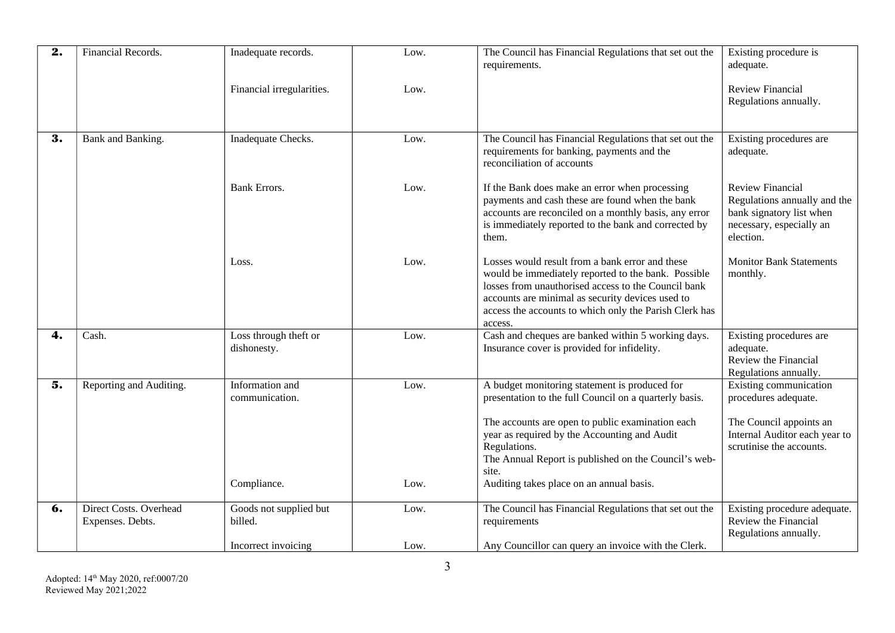| | | | | | |
|---|---|---|---|---|---|
| **2.** | Financial Records. | Inadequate records.<br><br>Financial irregularities. | Low.<br><br>Low. | The Council has Financial Regulations that set out the requirements. | Existing procedure is adequate.<br><br>Review Financial Regulations annually. |
| **3.** | Bank and Banking. | Inadequate Checks.<br><br>Bank Errors.<br><br>Loss. | Low.<br><br>Low.<br><br>Low. | The Council has Financial Regulations that set out the requirements for banking, payments and the reconciliation of accounts<br><br>If the Bank does make an error when processing payments and cash these are found when the bank accounts are reconciled on a monthly basis, any error is immediately reported to the bank and corrected by them.<br><br>Losses would result from a bank error and these would be immediately reported to the bank. Possible losses from unauthorised access to the Council bank accounts are minimal as security devices used to access the accounts to which only the Parish Clerk has access. | Existing procedures are adequate.<br><br>Review Financial Regulations annually and the bank signatory list when necessary, especially an election.<br><br>Monitor Bank Statements monthly. |
| **4.** | Cash. | Loss through theft or dishonesty. | Low. | Cash and cheques are banked within 5 working days. Insurance cover is provided for infidelity. | Existing procedures are adequate.<br>Review the Financial Regulations annually. |
| **5.** | Reporting and Auditing. | Information and communication.<br><br>Compliance. | Low.<br><br>Low. | A budget monitoring statement is produced for presentation to the full Council on a quarterly basis.<br><br>The accounts are open to public examination each year as required by the Accounting and Audit Regulations.<br>The Annual Report is published on the Council's web-site.<br>Auditing takes place on an annual basis. | Existing communication procedures adequate.<br><br>The Council appoints an Internal Auditor each year to scrutinise the accounts. |
| **6.** | Direct Costs. Overhead Expenses. Debts. | Goods not supplied but billed.<br><br>Incorrect invoicing | Low.<br><br>Low. | The Council has Financial Regulations that set out the requirements<br><br>Any Councillor can query an invoice with the Clerk. | Existing procedure adequate.<br>Review the Financial Regulations annually. |

Adopted: 14th May 2020, ref:0007/20
Reviewed May 2021;2022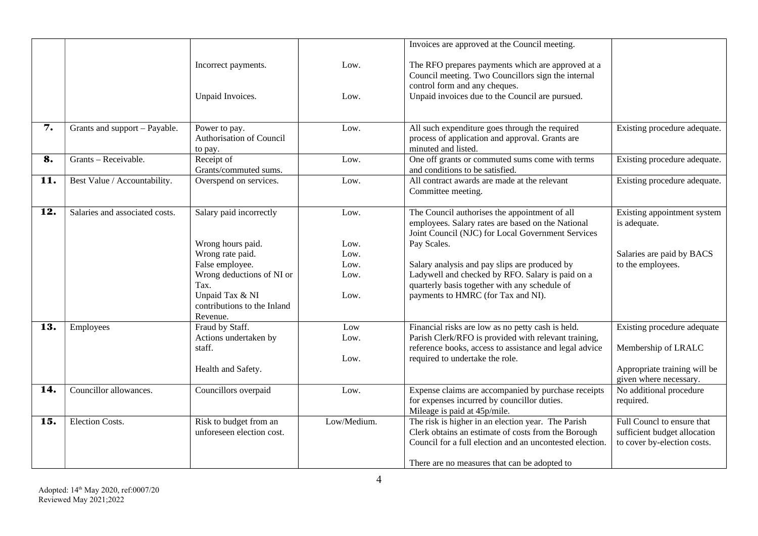| | | | | | |
|---|---|---|---|---|---|
| | | Incorrect payments.<br><br>Unpaid Invoices. | Low.<br><br>Low. | Invoices are approved at the Council meeting.<br><br>The RFO prepares payments which are approved at a Council meeting. Two Councillors sign the internal control form and any cheques.<br>Unpaid invoices due to the Council are pursued. | |
| **7.** | Grants and support – Payable. | Power to pay.<br>Authorisation of Council to pay. | Low. | All such expenditure goes through the required process of application and approval. Grants are minuted and listed. | Existing procedure adequate. |
| **8.** | Grants – Receivable. | Receipt of Grants/commuted sums. | Low. | One off grants or commuted sums come with terms and conditions to be satisfied. | Existing procedure adequate. |
| **11.** | Best Value / Accountability. | Overspend on services. | Low. | All contract awards are made at the relevant Committee meeting. | Existing procedure adequate. |
| **12.** | Salaries and associated costs. | Salary paid incorrectly<br><br>Wrong hours paid.<br>Wrong rate paid.<br>False employee.<br>Wrong deductions of NI or Tax.<br>Unpaid Tax & NI contributions to the Inland Revenue. | Low.<br><br>Low.<br>Low.<br>Low.<br>Low.<br><br>Low. | The Council authorises the appointment of all employees. Salary rates are based on the National Joint Council (NJC) for Local Government Services Pay Scales.<br><br>Salary analysis and pay slips are produced by Ladywell and checked by RFO. Salary is paid on a quarterly basis together with any schedule of payments to HMRC (for Tax and NI). | Existing appointment system is adequate.<br><br>Salaries are paid by BACS to the employees. |
| **13.** | Employees | Fraud by Staff.<br>Actions undertaken by staff.<br><br>Health and Safety. | Low<br>Low.<br><br>Low. | Financial risks are low as no petty cash is held.<br>Parish Clerk/RFO is provided with relevant training, reference books, access to assistance and legal advice required to undertake the role. | Existing procedure adequate<br><br>Membership of LRALC<br><br>Appropriate training will be given where necessary. |
| **14.** | Councillor allowances. | Councillors overpaid | Low. | Expense claims are accompanied by purchase receipts for expenses incurred by councillor duties.<br>Mileage is paid at 45p/mile. | No additional procedure required. |
| **15.** | Election Costs. | Risk to budget from an unforeseen election cost. | Low/Medium. | The risk is higher in an election year. The Parish Clerk obtains an estimate of costs from the Borough Council for a full election and an uncontested election.<br><br>There are no measures that can be adopted to | Full Councl to ensure that sufficient budget allocation to cover by-election costs. |

Adopted: 14th May 2020, ref:0007/20
Reviewed May 2021;2022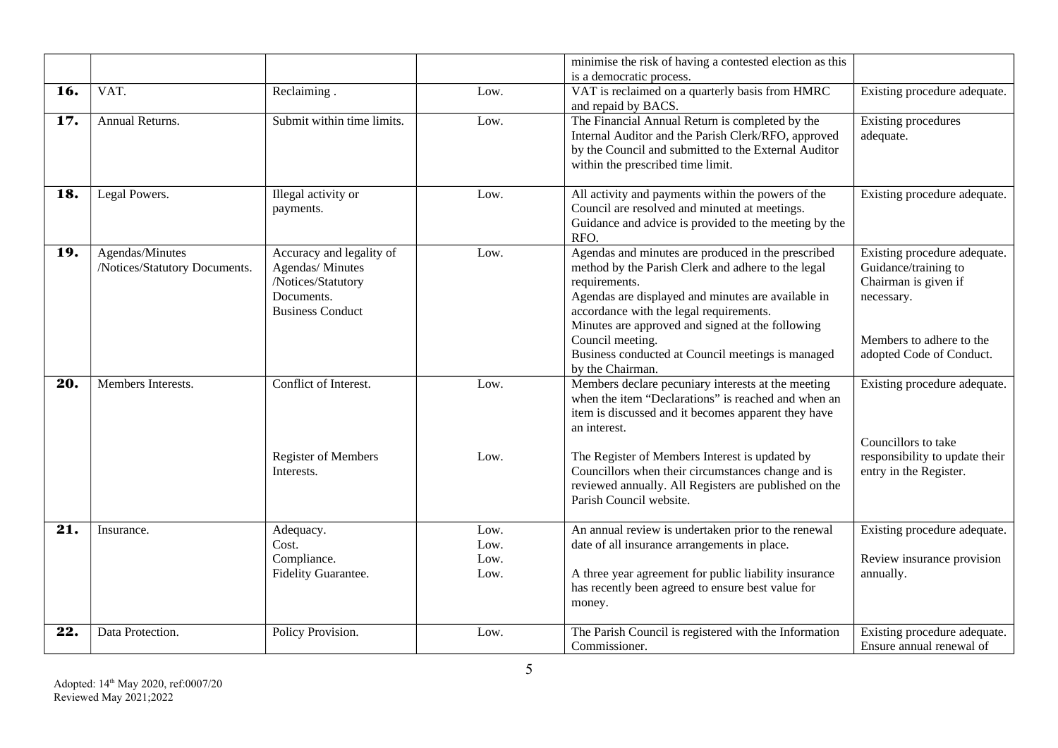| | | | | | |
|---|---|---|---|---|---|
| | | | | minimise the risk of having a contested election as this is a democratic process. | |
| **16.** | VAT. | Reclaiming . | Low. | VAT is reclaimed on a quarterly basis from HMRC and repaid by BACS. | Existing procedure adequate. |
| **17.** | Annual Returns. | Submit within time limits. | Low. | The Financial Annual Return is completed by the Internal Auditor and the Parish Clerk/RFO, approved by the Council and submitted to the External Auditor within the prescribed time limit. | Existing procedures adequate. |
| **18.** | Legal Powers. | Illegal activity or payments. | Low. | All activity and payments within the powers of the Council are resolved and minuted at meetings. Guidance and advice is provided to the meeting by the RFO. | Existing procedure adequate. |
| **19.** | Agendas/Minutes /Notices/Statutory Documents. | Accuracy and legality of Agendas/ Minutes /Notices/Statutory Documents. Business Conduct | Low. | Agendas and minutes are produced in the prescribed method by the Parish Clerk and adhere to the legal requirements. Agendas are displayed and minutes are available in accordance with the legal requirements. Minutes are approved and signed at the following Council meeting. Business conducted at Council meetings is managed by the Chairman. | Existing procedure adequate. Guidance/training to Chairman is given if necessary. Members to adhere to the adopted Code of Conduct. |
| **20.** | Members Interests. | Conflict of Interest. | Low. | Members declare pecuniary interests at the meeting when the item "Declarations" is reached and when an item is discussed and it becomes apparent they have an interest. | Existing procedure adequate. |
| | | Register of Members Interests. | Low. | The Register of Members Interest is updated by Councillors when their circumstances change and is reviewed annually. All Registers are published on the Parish Council website. | Councillors to take responsibility to update their entry in the Register. |
| **21.** | Insurance. | Adequacy. Cost. Compliance. Fidelity Guarantee. | Low. Low. Low. Low. | An annual review is undertaken prior to the renewal date of all insurance arrangements in place. A three year agreement for public liability insurance has recently been agreed to ensure best value for money. | Existing procedure adequate. Review insurance provision annually. |
| **22.** | Data Protection. | Policy Provision. | Low. | The Parish Council is registered with the Information Commissioner. | Existing procedure adequate. Ensure annual renewal of |

Adopted: 14th May 2020, ref:0007/20
Reviewed May 2021;2022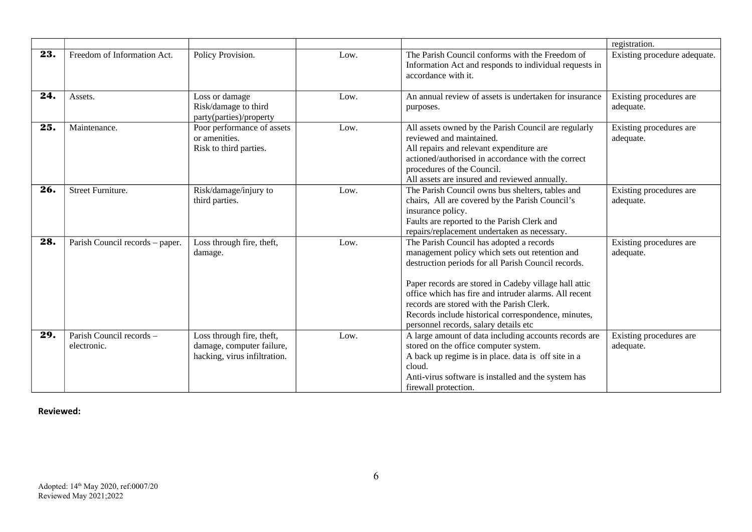| | | | | | |
|---|---|---|---|---|---|
| | | | | | registration. |
| **23.** | Freedom of Information Act. | Policy Provision. | Low. | The Parish Council conforms with the Freedom of Information Act and responds to individual requests in accordance with it. | Existing procedure adequate. |
| **24.** | Assets. | Loss or damage<br>Risk/damage to third party(parties)/property | Low. | An annual review of assets is undertaken for insurance purposes. | Existing procedures are adequate. |
| **25.** | Maintenance. | Poor performance of assets or amenities.<br>Risk to third parties. | Low. | All assets owned by the Parish Council are regularly reviewed and maintained.<br>All repairs and relevant expenditure are actioned/authorised in accordance with the correct procedures of the Council.<br>All assets are insured and reviewed annually. | Existing procedures are adequate. |
| **26.** | Street Furniture. | Risk/damage/injury to third parties. | Low. | The Parish Council owns bus shelters, tables and chairs, All are covered by the Parish Council's insurance policy.<br>Faults are reported to the Parish Clerk and repairs/replacement undertaken as necessary. | Existing procedures are adequate. |
| **28.** | Parish Council records – paper. | Loss through fire, theft, damage. | Low. | The Parish Council has adopted a records management policy which sets out retention and destruction periods for all Parish Council records.<br><br>Paper records are stored in Cadeby village hall attic office which has fire and intruder alarms. All recent records are stored with the Parish Clerk.<br>Records include historical correspondence, minutes, personnel records, salary details etc | Existing procedures are adequate. |
| **29.** | Parish Council records – electronic. | Loss through fire, theft, damage, computer failure, hacking, virus infiltration. | Low. | A large amount of data including accounts records are stored on the office computer system.<br>A back up regime is in place. data is off site in a cloud.<br>Anti-virus software is installed and the system has firewall protection. | Existing procedures are adequate. |

**Reviewed:**

Adopted: 14th May 2020, ref:0007/20
Reviewed May 2021;2022